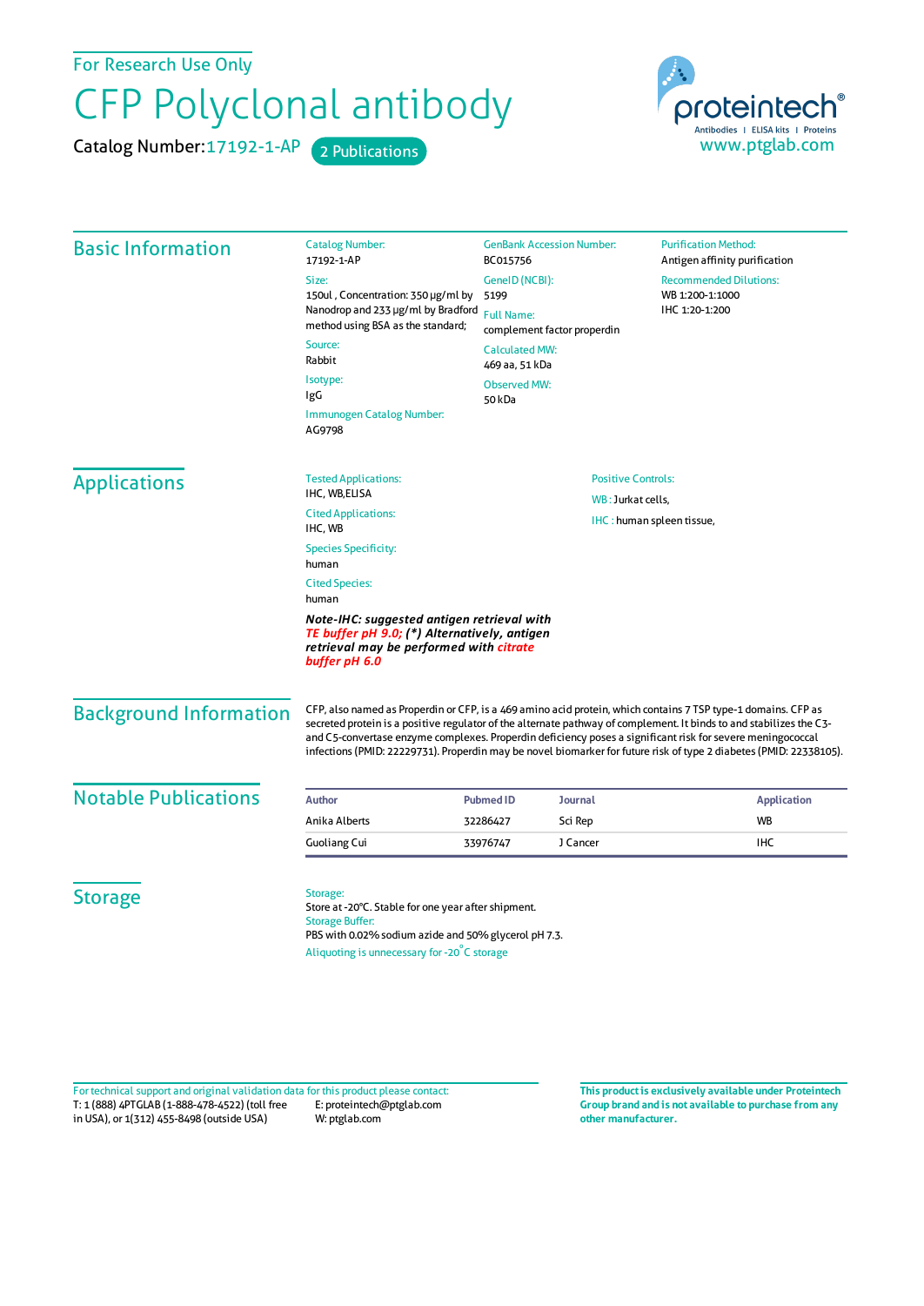For Research Use Only

# CFP Polyclonal antibody

Catalog Number: 17192-1-AP   2 Publications

proteintech®
Antibodies | ELISA kits | Proteins
www.ptglab.com

## Basic Information

**Catalog Number:**
17192-1-AP

**Size:**
150ul , Concentration: 350 μg/ml by Nanodrop and 233 μg/ml by Bradford method using BSA as the standard;

**Source:**
Rabbit

**Isotype:**
IgG

**Immunogen Catalog Number:**
AG9798

**GenBank Accession Number:**
BC015756

**GeneID (NCBI):**
5199

**Full Name:**
complement factor properdin

**Calculated MW:**
469 aa, 51 kDa

**Observed MW:**
50 kDa

**Purification Method:**
Antigen affinity purification

**Recommended Dilutions:**
WB 1:200-1:1000
IHC 1:20-1:200

## Applications

**Tested Applications:**
IHC, WB,ELISA

**Cited Applications:**
IHC, WB

**Species Specificity:**
human

**Cited Species:**
human

***Note-IHC: suggested antigen retrieval with TE buffer pH 9.0; (*) Alternatively, antigen retrieval may be performed with citrate buffer pH 6.0***

**Positive Controls:**

WB : Jurkat cells,

IHC : human spleen tissue,

## Background Information

CFP, also named as Properdin or CFP, is a 469 amino acid protein, which contains 7 TSP type-1 domains. CFP as secreted protein is a positive regulator of the alternate pathway of complement. It binds to and stabilizes the C3- and C5-convertase enzyme complexes. Properdin deficiency poses a significant risk for severe meningococcal infections (PMID: 22229731). Properdin may be novel biomarker for future risk of type 2 diabetes (PMID: 22338105).

## Notable Publications

| Author | Pubmed ID | Journal | Application |
|---|---|---|---|
| Anika Alberts | 32286427 | Sci Rep | WB |
| Guoliang Cui | 33976747 | J Cancer | IHC |

## Storage

**Storage:**
Store at -20°C. Stable for one year after shipment.

**Storage Buffer:**
PBS with 0.02% sodium azide and 50% glycerol pH 7.3.

Aliquoting is unnecessary for -20°C storage

For technical support and original validation data for this product please contact:
T: 1 (888) 4PTGLAB (1-888-478-4522) (toll free in USA), or 1(312) 455-8498 (outside USA)
E: proteintech@ptglab.com
W: ptglab.com

**This product is exclusively available under Proteintech Group brand and is not available to purchase from any other manufacturer.**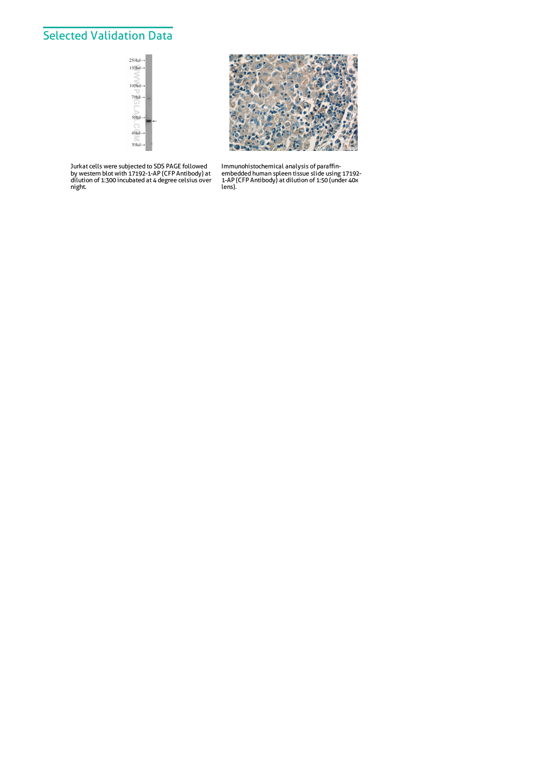## Selected Validation Data

250kd→
150kd→
100kd→
70kd→
50kd→
40kd→
30kd→

Jurkat cells were subjected to SDS PAGE followed by western blot with 17192-1-AP (CFP Antibody) at dilution of 1:300 incubated at 4 degree celsius over night.

Immunohistochemical analysis of paraffin-embedded human spleen tissue slide using 17192-1-AP (CFP Antibody) at dilution of 1:50 (under 40x lens).